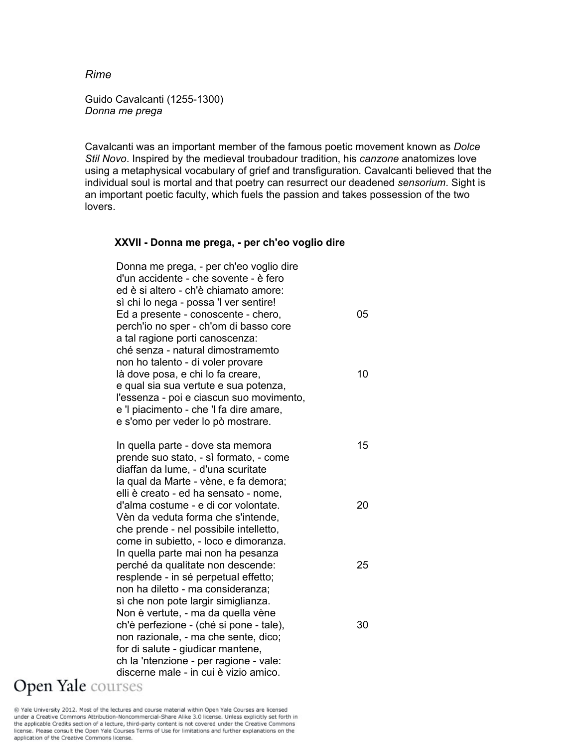*Rime*

Guido Cavalcanti (1255-1300)
*Donna me prega*

Cavalcanti was an important member of the famous poetic movement known as *Dolce Stil Novo*. Inspired by the medieval troubadour tradition, his *canzone* anatomizes love using a metaphysical vocabulary of grief and transfiguration. Cavalcanti believed that the individual soul is mortal and that poetry can resurrect our deadened *sensorium*. Sight is an important poetic faculty, which fuels the passion and takes possession of the two lovers.

**XXVII - Donna me prega, - per ch'eo voglio dire**

Donna me prega, - per ch'eo voglio dire
d'un accidente - che sovente - è fero
ed è si altero - ch'è chiamato amore:
sì chi lo nega - possa 'l ver sentire!
Ed a presente - conoscente - chero, 05
perch'io no sper - ch'om di basso core
a tal ragione porti canoscenza:
ché senza - natural dimostramemto
non ho talento - di voler provare
là dove posa, e chi lo fa creare, 10
e qual sia sua vertute e sua potenza,
l'essenza - poi e ciascun suo movimento,
e 'l piacimento - che 'l fa dire amare,
e s'omo per veder lo pò mostrare.

In quella parte - dove sta memora 15
prende suo stato, - sì formato, - come
diaffan da lume, - d'una scuritate
la qual da Marte - vène, e fa demora;
elli è creato - ed ha sensato - nome,
d'alma costume - e di cor volontate. 20
Vèn da veduta forma che s'intende,
che prende - nel possibile intelletto,
come in subietto, - loco e dimoranza.
In quella parte mai non ha pesanza
perché da qualitate non descende: 25
resplende - in sé perpetual effetto;
non ha diletto - ma consideranza;
sì che non pote largir simiglianza.
Non è vertute, - ma da quella vène
ch'è perfezione - (ché si pone - tale), 30
non razionale, - ma che sente, dico;
for di salute - giudicar mantene,
ch la 'ntenzione - per ragione - vale:
discerne male - in cui è vizio amico.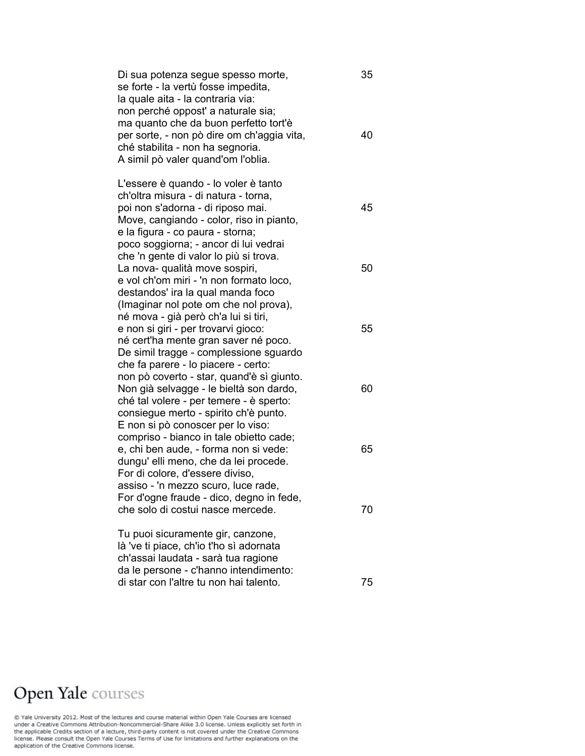Di sua potenza segue spesso morte, 35
se forte - la vertù fosse impedita,
la quale aita - la contraria via:
non perché oppost' a naturale sia;
ma quanto che da buon perfetto tort'è
per sorte, - non pò dire om ch'aggia vita, 40
ché stabilita - non ha segnoria.
A simil pò valer quand'om l'oblia.

L'essere è quando - lo voler è tanto
ch'oltra misura - di natura - torna,
poi non s'adorna - di riposo mai. 45
Move, cangiando - color, riso in pianto,
e la figura - co paura - storna;
poco soggiorna; - ancor di lui vedrai
che 'n gente di valor lo più si trova.
La nova- qualità move sospiri, 50
e vol ch'om miri - 'n non formato loco,
destandos' ira la qual manda foco
(Imaginar nol pote om che nol prova),
né mova - già però ch'a lui si tiri,
e non si giri - per trovarvi gioco: 55
né cert'ha mente gran saver né poco.
De simil tragge - complessione sguardo
che fa parere - lo piacere - certo:
non pò coverto - star, quand'è sì giunto.
Non già selvagge - le bieltà son dardo, 60
ché tal volere - per temere - è sperto:
consiegue merto - spirito ch'è punto.
E non si pò conoscer per lo viso:
compriso - bianco in tale obietto cade;
e, chi ben aude, - forma non si vede: 65
dungu' elli meno, che da lei procede.
For di colore, d'essere diviso,
assiso - 'n mezzo scuro, luce rade,
For d'ogne fraude - dico, degno in fede,
che solo di costui nasce mercede. 70

Tu puoi sicuramente gir, canzone,
là 've ti piace, ch'io t'ho sì adornata
ch'assai laudata - sarà tua ragione
da le persone - c'hanno intendimento:
di star con l'altre tu non hai talento. 75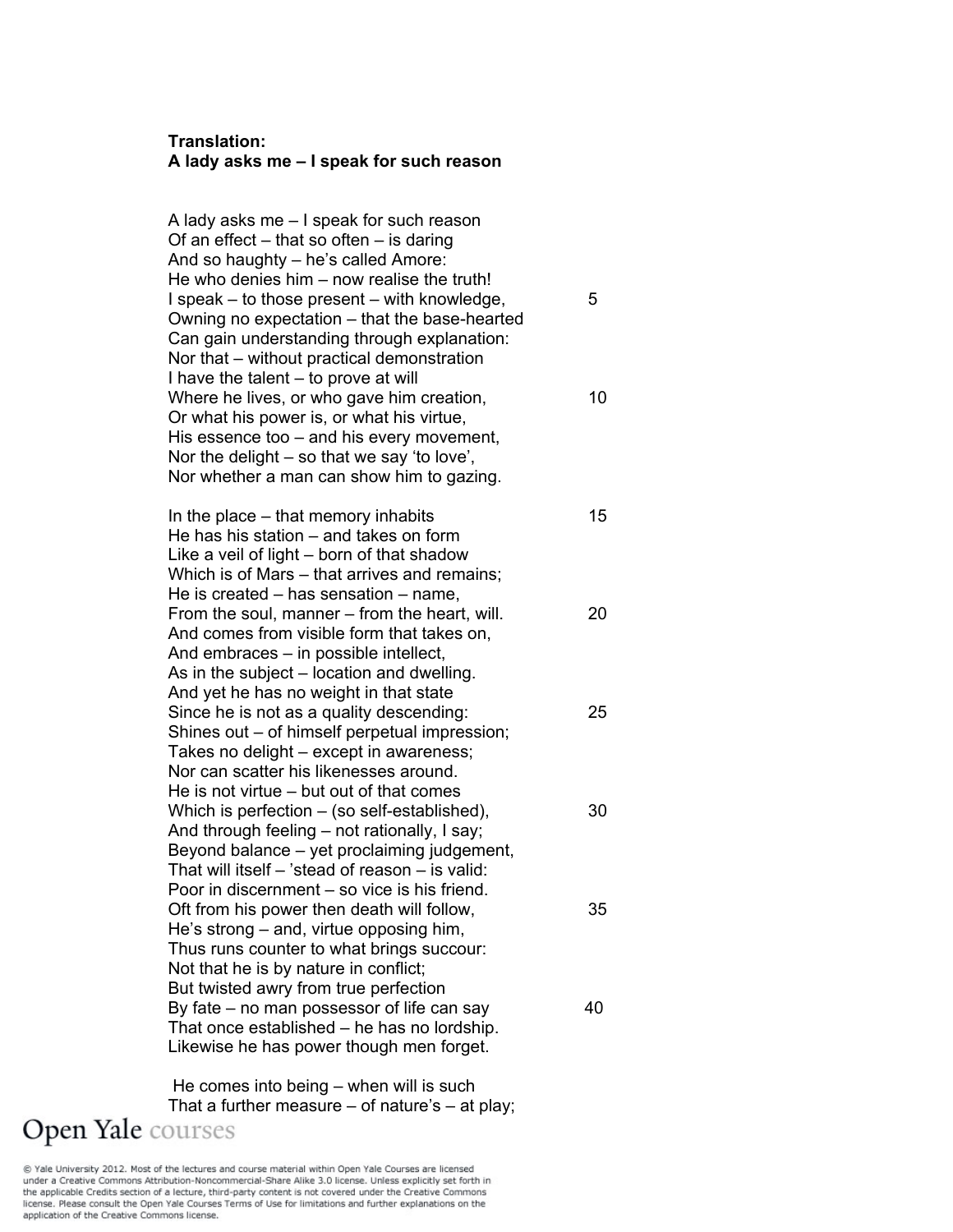**Translation:**
**A lady asks me – I speak for such reason**

A lady asks me – I speak for such reason
Of an effect – that so often – is daring
And so haughty – he's called Amore:
He who denies him – now realise the truth!
I speak – to those present – with knowledge, 5
Owning no expectation – that the base-hearted
Can gain understanding through explanation:
Nor that – without practical demonstration
I have the talent – to prove at will
Where he lives, or who gave him creation, 10
Or what his power is, or what his virtue,
His essence too – and his every movement,
Nor the delight – so that we say 'to love',
Nor whether a man can show him to gazing.

In the place – that memory inhabits 15
He has his station – and takes on form
Like a veil of light – born of that shadow
Which is of Mars – that arrives and remains;
He is created – has sensation – name,
From the soul, manner – from the heart, will. 20
And comes from visible form that takes on,
And embraces – in possible intellect,
As in the subject – location and dwelling.
And yet he has no weight in that state
Since he is not as a quality descending: 25
Shines out – of himself perpetual impression;
Takes no delight – except in awareness;
Nor can scatter his likenesses around.
He is not virtue – but out of that comes
Which is perfection – (so self-established), 30
And through feeling – not rationally, I say;
Beyond balance – yet proclaiming judgement,
That will itself – 'stead of reason – is valid:
Poor in discernment – so vice is his friend.
Oft from his power then death will follow, 35
He's strong – and, virtue opposing him,
Thus runs counter to what brings succour:
Not that he is by nature in conflict;
But twisted awry from true perfection
By fate – no man possessor of life can say 40
That once established – he has no lordship.
Likewise he has power though men forget.

He comes into being – when will is such
That a further measure – of nature's – at play;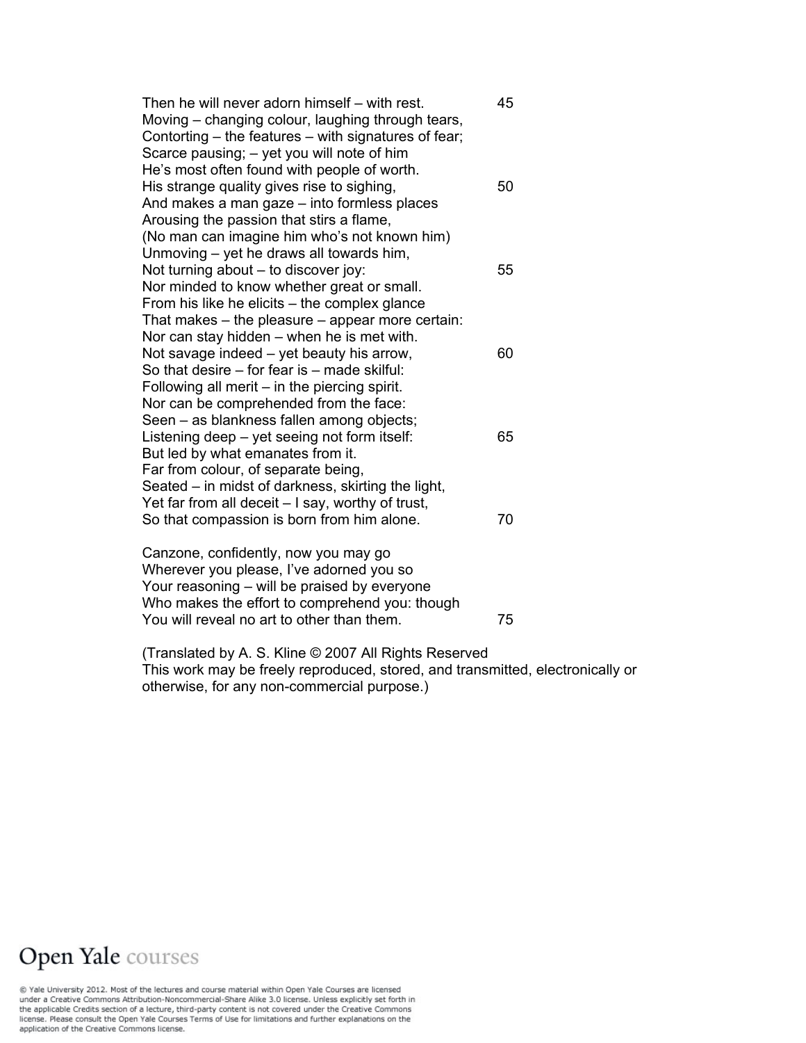Then he will never adorn himself – with rest. 45
Moving – changing colour, laughing through tears,
Contorting – the features – with signatures of fear;
Scarce pausing; – yet you will note of him
He's most often found with people of worth.
His strange quality gives rise to sighing, 50
And makes a man gaze – into formless places
Arousing the passion that stirs a flame,
(No man can imagine him who's not known him)
Unmoving – yet he draws all towards him,
Not turning about – to discover joy: 55
Nor minded to know whether great or small.
From his like he elicits – the complex glance
That makes – the pleasure – appear more certain:
Nor can stay hidden – when he is met with.
Not savage indeed – yet beauty his arrow, 60
So that desire – for fear is – made skilful:
Following all merit – in the piercing spirit.
Nor can be comprehended from the face:
Seen – as blankness fallen among objects;
Listening deep – yet seeing not form itself: 65
But led by what emanates from it.
Far from colour, of separate being,
Seated – in midst of darkness, skirting the light,
Yet far from all deceit – I say, worthy of trust,
So that compassion is born from him alone. 70

Canzone, confidently, now you may go
Wherever you please, I've adorned you so
Your reasoning – will be praised by everyone
Who makes the effort to comprehend you: though
You will reveal no art to other than them. 75

(Translated by A. S. Kline © 2007 All Rights Reserved
This work may be freely reproduced, stored, and transmitted, electronically or otherwise, for any non-commercial purpose.)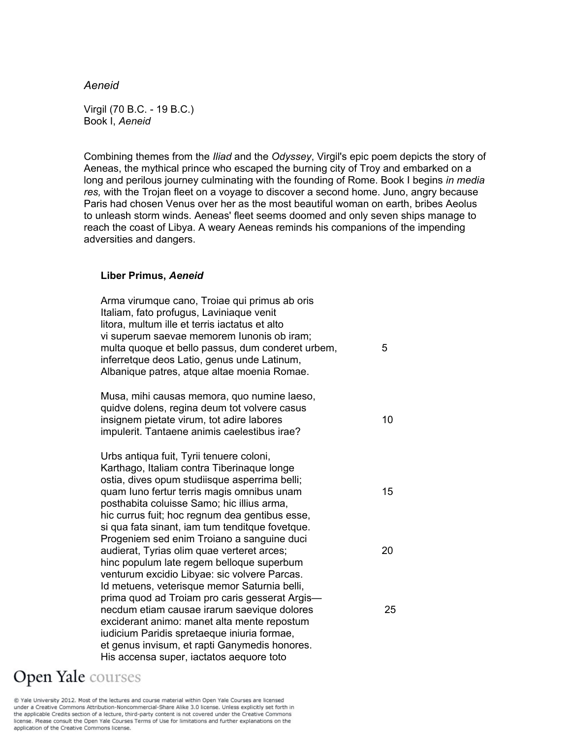*Aeneid*

Virgil (70 B.C. - 19 B.C.)
Book I, *Aeneid*

Combining themes from the *Iliad* and the *Odyssey*, Virgil's epic poem depicts the story of Aeneas, the mythical prince who escaped the burning city of Troy and embarked on a long and perilous journey culminating with the founding of Rome. Book I begins *in media res,* with the Trojan fleet on a voyage to discover a second home. Juno, angry because Paris had chosen Venus over her as the most beautiful woman on earth, bribes Aeolus to unleash storm winds. Aeneas' fleet seems doomed and only seven ships manage to reach the coast of Libya. A weary Aeneas reminds his companions of the impending adversities and dangers.

**Liber Primus, *Aeneid***

Arma virumque cano, Troiae qui primus ab oris
Italiam, fato profugus, Laviniaque venit
litora, multum ille et terris iactatus et alto
vi superum saevae memorem Iunonis ob iram;
multa quoque et bello passus, dum conderet urbem, 5
inferretque deos Latio, genus unde Latinum,
Albanique patres, atque altae moenia Romae.

Musa, mihi causas memora, quo numine laeso,
quidve dolens, regina deum tot volvere casus
insignem pietate virum, tot adire labores 10
impulerit. Tantaene animis caelestibus irae?

Urbs antiqua fuit, Tyrii tenuere coloni,
Karthago, Italiam contra Tiberinaque longe
ostia, dives opum studiisque asperrima belli;
quam Iuno fertur terris magis omnibus unam 15
posthabita coluisse Samo; hic illius arma,
hic currus fuit; hoc regnum dea gentibus esse,
si qua fata sinant, iam tum tenditque fovetque.
Progeniem sed enim Troiano a sanguine duci
audierat, Tyrias olim quae verteret arces; 20
hinc populum late regem belloque superbum
venturum excidio Libyae: sic volvere Parcas.
Id metuens, veterisque memor Saturnia belli,
prima quod ad Troiam pro caris gesserat Argis—
necdum etiam causae irarum saevique dolores 25
exciderant animo: manet alta mente repostum
iudicium Paridis spretaeque iniuria formae,
et genus invisum, et rapti Ganymedis honores.
His accensa super, iactatos aequore toto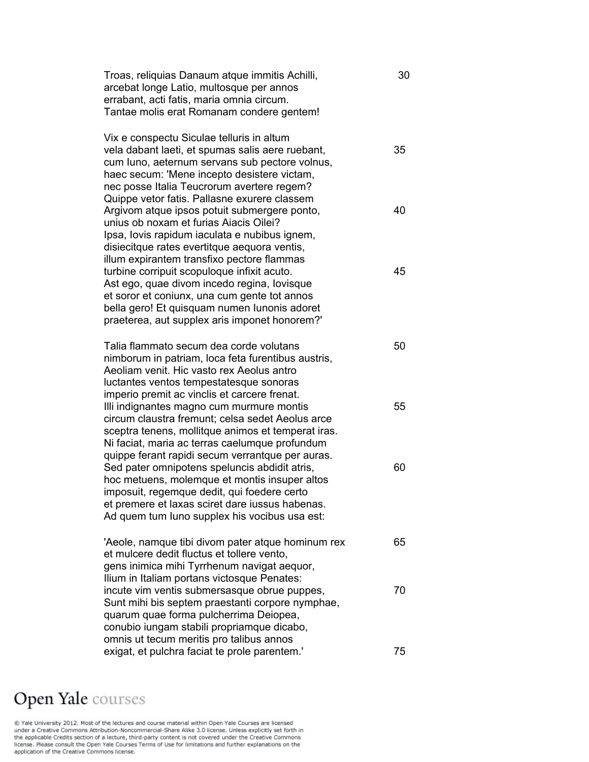Troas, reliquias Danaum atque immitis Achilli, 30
arcebat longe Latio, multosque per annos
errabant, acti fatis, maria omnia circum.
Tantae molis erat Romanam condere gentem!

Vix e conspectu Siculae telluris in altum
vela dabant laeti, et spumas salis aere ruebant, 35
cum Iuno, aeternum servans sub pectore volnus,
haec secum: 'Mene incepto desistere victam,
nec posse Italia Teucrorum avertere regem?
Quippe vetor fatis. Pallasne exurere classem
Argivom atque ipsos potuit submergere ponto, 40
unius ob noxam et furias Aiacis Oilei?
Ipsa, Iovis rapidum iaculata e nubibus ignem,
disiecitque rates evertitque aequora ventis,
illum expirantem transfixo pectore flammas
turbine corripuit scopuloque infixit acuto. 45
Ast ego, quae divom incedo regina, Iovisque
et soror et coniunx, una cum gente tot annos
bella gero! Et quisquam numen Iunonis adoret
praeterea, aut supplex aris imponet honorem?'

Talia flammato secum dea corde volutans 50
nimborum in patriam, loca feta furentibus austris,
Aeoliam venit. Hic vasto rex Aeolus antro
luctantes ventos tempestatesque sonoras
imperio premit ac vinclis et carcere frenat.
Illi indignantes magno cum murmure montis 55
circum claustra fremunt; celsa sedet Aeolus arce
sceptra tenens, mollitque animos et temperat iras.
Ni faciat, maria ac terras caelumque profundum
quippe ferant rapidi secum verrantque per auras.
Sed pater omnipotens speluncis abdidit atris, 60
hoc metuens, molemque et montis insuper altos
imposuit, regemque dedit, qui foedere certo
et premere et laxas sciret dare iussus habenas.
Ad quem tum Iuno supplex his vocibus usa est:

'Aeole, namque tibi divom pater atque hominum rex 65
et mulcere dedit fluctus et tollere vento,
gens inimica mihi Tyrrhenum navigat aequor,
Ilium in Italiam portans victosque Penates:
incute vim ventis submersasque obrue puppes, 70
Sunt mihi bis septem praestanti corpore nymphae,
quarum quae forma pulcherrima Deiopea,
conubio iungam stabili propriamque dicabo,
omnis ut tecum meritis pro talibus annos
exigat, et pulchra faciat te prole parentem.' 75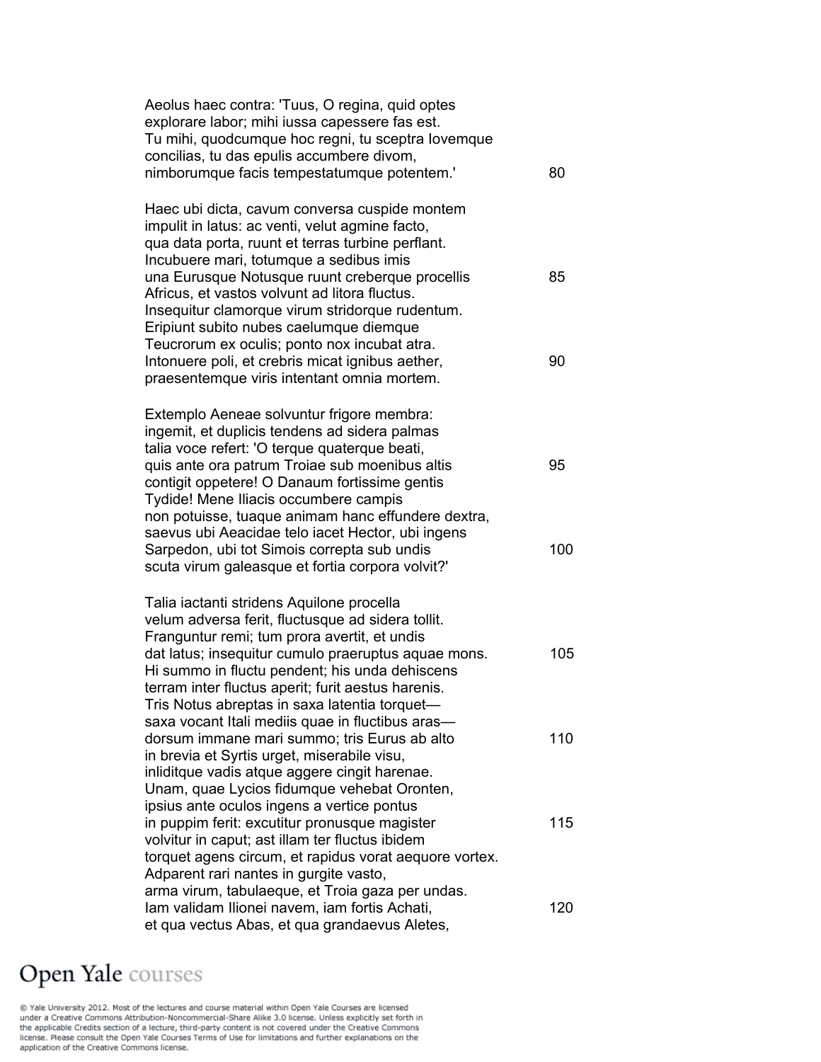Aeolus haec contra: 'Tuus, O regina, quid optes
explorare labor; mihi iussa capessere fas est.
Tu mihi, quodcumque hoc regni, tu sceptra Iovemque
concilias, tu das epulis accumbere divom,
nimborumque facis tempestatumque potentem.' 80

Haec ubi dicta, cavum conversa cuspide montem
impulit in latus: ac venti, velut agmine facto,
qua data porta, ruunt et terras turbine perflant.
Incubuere mari, totumque a sedibus imis
una Eurusque Notusque ruunt creberque procellis 85
Africus, et vastos volvunt ad litora fluctus.
Insequitur clamorque virum stridorque rudentum.
Eripiunt subito nubes caelumque diemque
Teucrorum ex oculis; ponto nox incubat atra.
Intonuere poli, et crebris micat ignibus aether, 90
praesentemque viris intentant omnia mortem.

Extemplo Aeneae solvuntur frigore membra:
ingemit, et duplicis tendens ad sidera palmas
talia voce refert: 'O terque quaterque beati,
quis ante ora patrum Troiae sub moenibus altis 95
contigit oppetere! O Danaum fortissime gentis
Tydide! Mene Iliacis occumbere campis
non potuisse, tuaque animam hanc effundere dextra,
saevus ubi Aeacidae telo iacet Hector, ubi ingens
Sarpedon, ubi tot Simois correpta sub undis 100
scuta virum galeasque et fortia corpora volvit?'

Talia iactanti stridens Aquilone procella
velum adversa ferit, fluctusque ad sidera tollit.
Franguntur remi; tum prora avertit, et undis
dat latus; insequitur cumulo praeruptus aquae mons. 105
Hi summo in fluctu pendent; his unda dehiscens
terram inter fluctus aperit; furit aestus harenis.
Tris Notus abreptas in saxa latentia torquet—
saxa vocant Itali mediis quae in fluctibus aras—
dorsum immane mari summo; tris Eurus ab alto 110
in brevia et Syrtis urget, miserabile visu,
inliditque vadis atque aggere cingit harenae.
Unam, quae Lycios fidumque vehebat Oronten,
ipsius ante oculos ingens a vertice pontus
in puppim ferit: excutitur pronusque magister 115
volvitur in caput; ast illam ter fluctus ibidem
torquet agens circum, et rapidus vorat aequore vortex.
Adparent rari nantes in gurgite vasto,
arma virum, tabulaeque, et Troia gaza per undas.
Iam validam Ilionei navem, iam fortis Achati, 120
et qua vectus Abas, et qua grandaevus Aletes,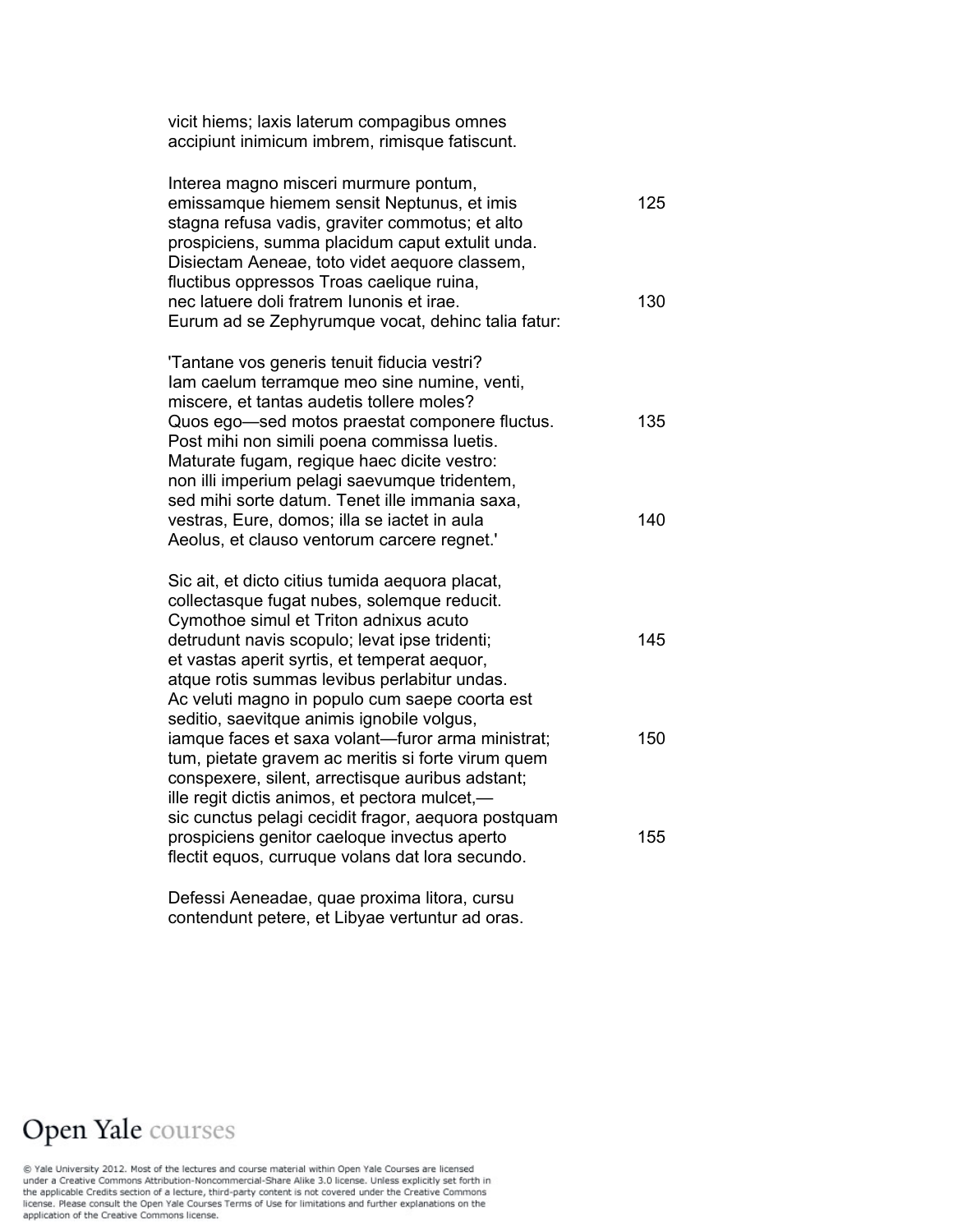vicit hiems; laxis laterum compagibus omnes
accipiunt inimicum imbrem, rimisque fatiscunt.

Interea magno misceri murmure pontum,
emissamque hiemem sensit Neptunus, et imis 125
stagna refusa vadis, graviter commotus; et alto
prospiciens, summa placidum caput extulit unda.
Disiectam Aeneae, toto videt aequore classem,
fluctibus oppressos Troas caelique ruina,
nec latuere doli fratrem Iunonis et irae. 130
Eurum ad se Zephyrumque vocat, dehinc talia fatur:

'Tantane vos generis tenuit fiducia vestri?
Iam caelum terramque meo sine numine, venti,
miscere, et tantas audetis tollere moles?
Quos ego—sed motos praestat componere fluctus. 135
Post mihi non simili poena commissa luetis.
Maturate fugam, regique haec dicite vestro:
non illi imperium pelagi saevumque tridentem,
sed mihi sorte datum. Tenet ille immania saxa,
vestras, Eure, domos; illa se iactet in aula 140
Aeolus, et clauso ventorum carcere regnet.'

Sic ait, et dicto citius tumida aequora placat,
collectasque fugat nubes, solemque reducit.
Cymothoe simul et Triton adnixus acuto
detrudunt navis scopulo; levat ipse tridenti; 145
et vastas aperit syrtis, et temperat aequor,
atque rotis summas levibus perlabitur undas.
Ac veluti magno in populo cum saepe coorta est
seditio, saevitque animis ignobile volgus,
iamque faces et saxa volant—furor arma ministrat; 150
tum, pietate gravem ac meritis si forte virum quem
conspexere, silent, arrectisque auribus adstant;
ille regit dictis animos, et pectora mulcet,—
sic cunctus pelagi cecidit fragor, aequora postquam
prospiciens genitor caeloque invectus aperto 155
flectit equos, curruque volans dat lora secundo.

Defessi Aeneadae, quae proxima litora, cursu
contendunt petere, et Libyae vertuntur ad oras.

Open Yale courses

© Yale University 2012. Most of the lectures and course material within Open Yale Courses are licensed under a Creative Commons Attribution-Noncommercial-Share Alike 3.0 license. Unless explicitly set forth in the applicable Credits section of a lecture, third-party content is not covered under the Creative Commons license. Please consult the Open Yale Courses Terms of Use for limitations and further explanations on the application of the Creative Commons license.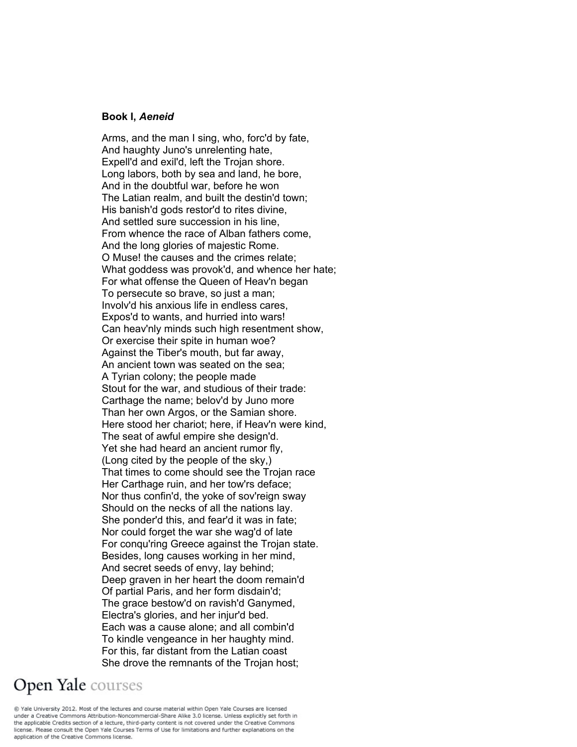**Book I, *Aeneid***

Arms, and the man I sing, who, forc'd by fate,
And haughty Juno's unrelenting hate,
Expell'd and exil'd, left the Trojan shore.
Long labors, both by sea and land, he bore,
And in the doubtful war, before he won
The Latian realm, and built the destin'd town;
His banish'd gods restor'd to rites divine,
And settled sure succession in his line,
From whence the race of Alban fathers come,
And the long glories of majestic Rome.
O Muse! the causes and the crimes relate;
What goddess was provok'd, and whence her hate;
For what offense the Queen of Heav'n began
To persecute so brave, so just a man;
Involv'd his anxious life in endless cares,
Expos'd to wants, and hurried into wars!
Can heav'nly minds such high resentment show,
Or exercise their spite in human woe?
Against the Tiber's mouth, but far away,
An ancient town was seated on the sea;
A Tyrian colony; the people made
Stout for the war, and studious of their trade:
Carthage the name; belov'd by Juno more
Than her own Argos, or the Samian shore.
Here stood her chariot; here, if Heav'n were kind,
The seat of awful empire she design'd.
Yet she had heard an ancient rumor fly,
(Long cited by the people of the sky,)
That times to come should see the Trojan race
Her Carthage ruin, and her tow'rs deface;
Nor thus confin'd, the yoke of sov'reign sway
Should on the necks of all the nations lay.
She ponder'd this, and fear'd it was in fate;
Nor could forget the war she wag'd of late
For conqu'ring Greece against the Trojan state.
Besides, long causes working in her mind,
And secret seeds of envy, lay behind;
Deep graven in her heart the doom remain'd
Of partial Paris, and her form disdain'd;
The grace bestow'd on ravish'd Ganymed,
Electra's glories, and her injur'd bed.
Each was a cause alone; and all combin'd
To kindle vengeance in her haughty mind.
For this, far distant from the Latian coast
She drove the remnants of the Trojan host;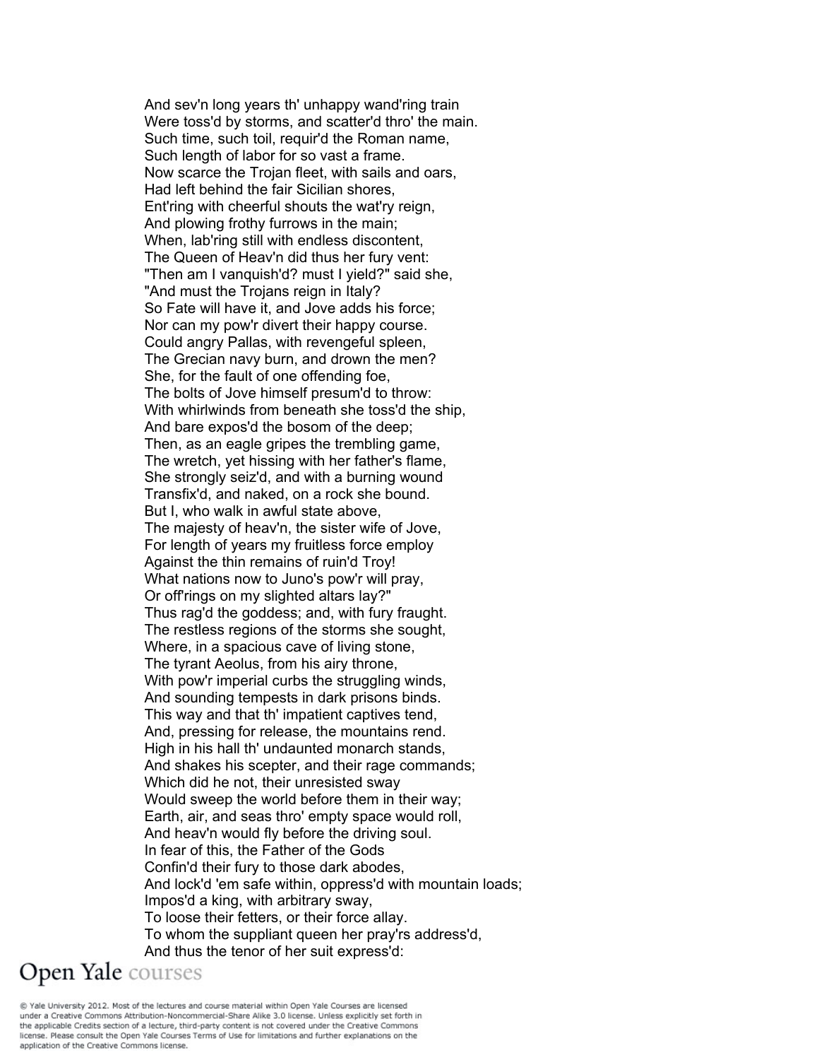And sev'n long years th' unhappy wand'ring train
Were toss'd by storms, and scatter'd thro' the main.
Such time, such toil, requir'd the Roman name,
Such length of labor for so vast a frame.
Now scarce the Trojan fleet, with sails and oars,
Had left behind the fair Sicilian shores,
Ent'ring with cheerful shouts the wat'ry reign,
And plowing frothy furrows in the main;
When, lab'ring still with endless discontent,
The Queen of Heav'n did thus her fury vent:
"Then am I vanquish'd? must I yield?" said she,
"And must the Trojans reign in Italy?
So Fate will have it, and Jove adds his force;
Nor can my pow'r divert their happy course.
Could angry Pallas, with revengeful spleen,
The Grecian navy burn, and drown the men?
She, for the fault of one offending foe,
The bolts of Jove himself presum'd to throw:
With whirlwinds from beneath she toss'd the ship,
And bare expos'd the bosom of the deep;
Then, as an eagle gripes the trembling game,
The wretch, yet hissing with her father's flame,
She strongly seiz'd, and with a burning wound
Transfix'd, and naked, on a rock she bound.
But I, who walk in awful state above,
The majesty of heav'n, the sister wife of Jove,
For length of years my fruitless force employ
Against the thin remains of ruin'd Troy!
What nations now to Juno's pow'r will pray,
Or off'rings on my slighted altars lay?"
Thus rag'd the goddess; and, with fury fraught.
The restless regions of the storms she sought,
Where, in a spacious cave of living stone,
The tyrant Aeolus, from his airy throne,
With pow'r imperial curbs the struggling winds,
And sounding tempests in dark prisons binds.
This way and that th' impatient captives tend,
And, pressing for release, the mountains rend.
High in his hall th' undaunted monarch stands,
And shakes his scepter, and their rage commands;
Which did he not, their unresisted sway
Would sweep the world before them in their way;
Earth, air, and seas thro' empty space would roll,
And heav'n would fly before the driving soul.
In fear of this, the Father of the Gods
Confin'd their fury to those dark abodes,
And lock'd 'em safe within, oppress'd with mountain loads;
Impos'd a king, with arbitrary sway,
To loose their fetters, or their force allay.
To whom the suppliant queen her pray'rs address'd,
And thus the tenor of her suit express'd:

Open Yale courses

© Yale University 2012. Most of the lectures and course material within Open Yale Courses are licensed under a Creative Commons Attribution-Noncommercial-Share Alike 3.0 license. Unless explicitly set forth in the applicable Credits section of a lecture, third-party content is not covered under the Creative Commons license. Please consult the Open Yale Courses Terms of Use for limitations and further explanations on the application of the Creative Commons license.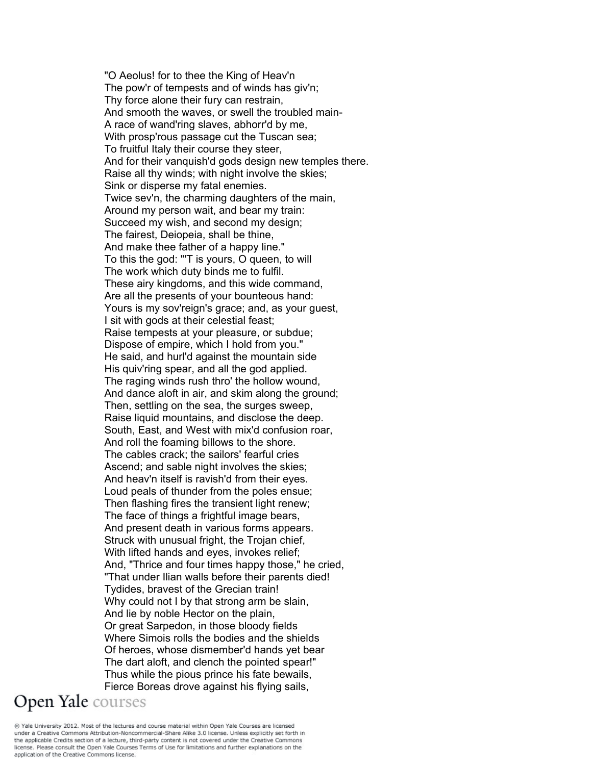"O Aeolus! for to thee the King of Heav'n  
The pow'r of tempests and of winds has giv'n;  
Thy force alone their fury can restrain,  
And smooth the waves, or swell the troubled main-  
A race of wand'ring slaves, abhorr'd by me,  
With prosp'rous passage cut the Tuscan sea;  
To fruitful Italy their course they steer,  
And for their vanquish'd gods design new temples there.  
Raise all thy winds; with night involve the skies;  
Sink or disperse my fatal enemies.  
Twice sev'n, the charming daughters of the main,  
Around my person wait, and bear my train:  
Succeed my wish, and second my design;  
The fairest, Deiopeia, shall be thine,  
And make thee father of a happy line."  
To this the god: "'T is yours, O queen, to will  
The work which duty binds me to fulfil.  
These airy kingdoms, and this wide command,  
Are all the presents of your bounteous hand:  
Yours is my sov'reign's grace; and, as your guest,  
I sit with gods at their celestial feast;  
Raise tempests at your pleasure, or subdue;  
Dispose of empire, which I hold from you."  
He said, and hurl'd against the mountain side  
His quiv'ring spear, and all the god applied.  
The raging winds rush thro' the hollow wound,  
And dance aloft in air, and skim along the ground;  
Then, settling on the sea, the surges sweep,  
Raise liquid mountains, and disclose the deep.  
South, East, and West with mix'd confusion roar,  
And roll the foaming billows to the shore.  
The cables crack; the sailors' fearful cries  
Ascend; and sable night involves the skies;  
And heav'n itself is ravish'd from their eyes.  
Loud peals of thunder from the poles ensue;  
Then flashing fires the transient light renew;  
The face of things a frightful image bears,  
And present death in various forms appears.  
Struck with unusual fright, the Trojan chief,  
With lifted hands and eyes, invokes relief;  
And, "Thrice and four times happy those," he cried,  
"That under Ilian walls before their parents died!  
Tydides, bravest of the Grecian train!  
Why could not I by that strong arm be slain,  
And lie by noble Hector on the plain,  
Or great Sarpedon, in those bloody fields  
Where Simois rolls the bodies and the shields  
Of heroes, whose dismember'd hands yet bear  
The dart aloft, and clench the pointed spear!"  
Thus while the pious prince his fate bewails,  
Fierce Boreas drove against his flying sails,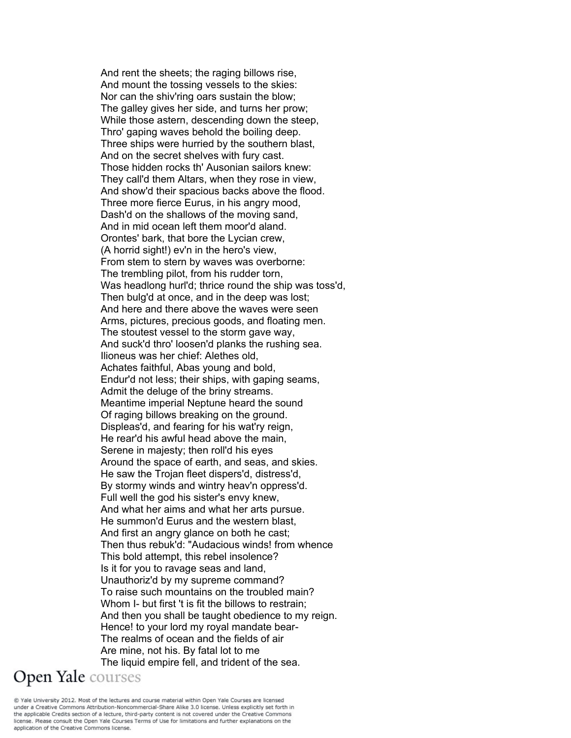And rent the sheets; the raging billows rise,  
And mount the tossing vessels to the skies:  
Nor can the shiv'ring oars sustain the blow;  
The galley gives her side, and turns her prow;  
While those astern, descending down the steep,  
Thro' gaping waves behold the boiling deep.  
Three ships were hurried by the southern blast,  
And on the secret shelves with fury cast.  
Those hidden rocks th' Ausonian sailors knew:  
They call'd them Altars, when they rose in view,  
And show'd their spacious backs above the flood.  
Three more fierce Eurus, in his angry mood,  
Dash'd on the shallows of the moving sand,  
And in mid ocean left them moor'd aland.  
Orontes' bark, that bore the Lycian crew,  
(A horrid sight!) ev'n in the hero's view,  
From stem to stern by waves was overborne:  
The trembling pilot, from his rudder torn,  
Was headlong hurl'd; thrice round the ship was toss'd,  
Then bulg'd at once, and in the deep was lost;  
And here and there above the waves were seen  
Arms, pictures, precious goods, and floating men.  
The stoutest vessel to the storm gave way,  
And suck'd thro' loosen'd planks the rushing sea.  
Ilioneus was her chief: Alethes old,  
Achates faithful, Abas young and bold,  
Endur'd not less; their ships, with gaping seams,  
Admit the deluge of the briny streams.  
Meantime imperial Neptune heard the sound  
Of raging billows breaking on the ground.  
Displeas'd, and fearing for his wat'ry reign,  
He rear'd his awful head above the main,  
Serene in majesty; then roll'd his eyes  
Around the space of earth, and seas, and skies.  
He saw the Trojan fleet dispers'd, distress'd,  
By stormy winds and wintry heav'n oppress'd.  
Full well the god his sister's envy knew,  
And what her aims and what her arts pursue.  
He summon'd Eurus and the western blast,  
And first an angry glance on both he cast;  
Then thus rebuk'd: "Audacious winds! from whence  
This bold attempt, this rebel insolence?  
Is it for you to ravage seas and land,  
Unauthoriz'd by my supreme command?  
To raise such mountains on the troubled main?  
Whom I- but first 't is fit the billows to restrain;  
And then you shall be taught obedience to my reign.  
Hence! to your lord my royal mandate bear-  
The realms of ocean and the fields of air  
Are mine, not his. By fatal lot to me  
The liquid empire fell, and trident of the sea.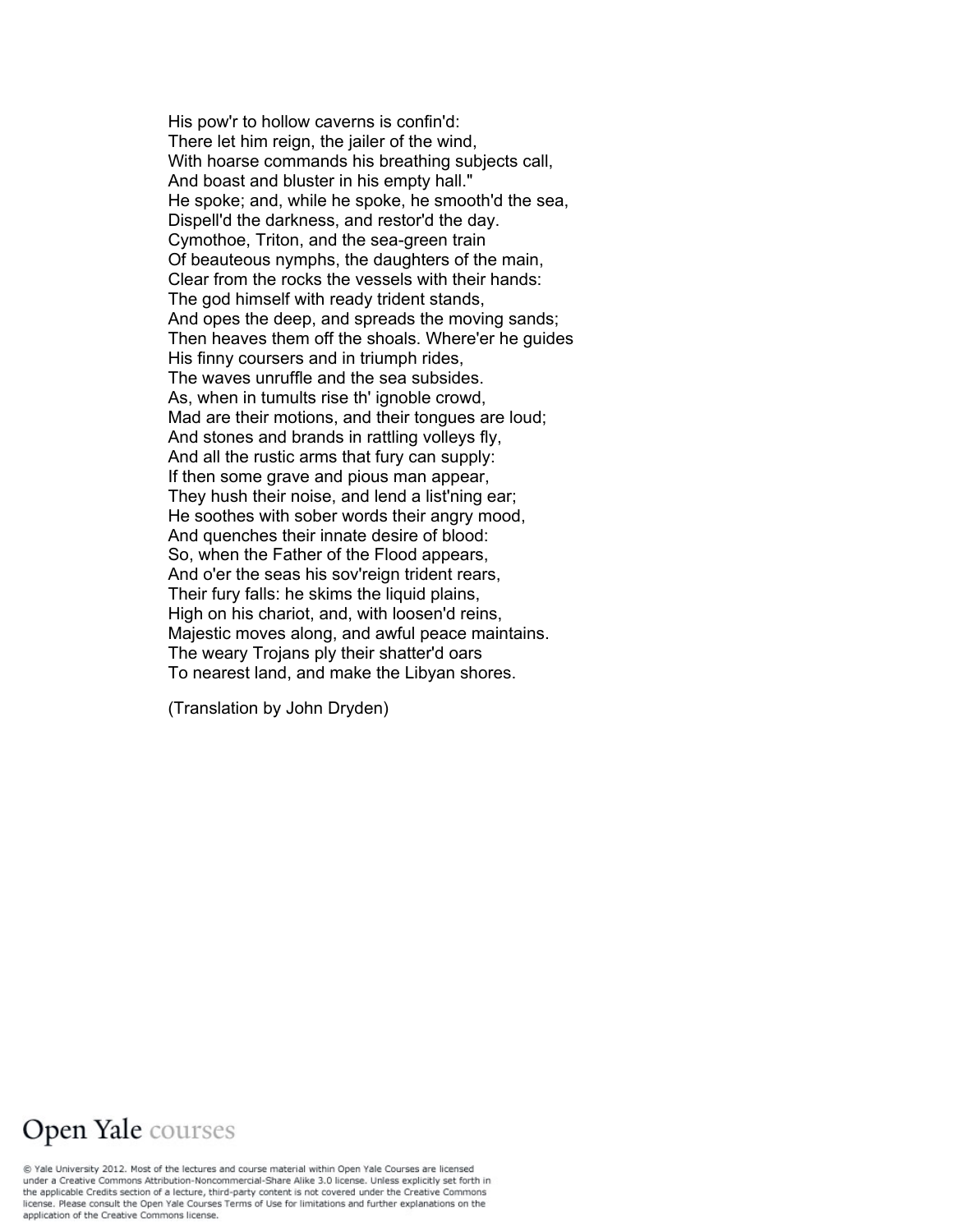His pow'r to hollow caverns is confin'd:  
There let him reign, the jailer of the wind,  
With hoarse commands his breathing subjects call,  
And boast and bluster in his empty hall."  
He spoke; and, while he spoke, he smooth'd the sea,  
Dispell'd the darkness, and restor'd the day.  
Cymothoe, Triton, and the sea-green train  
Of beauteous nymphs, the daughters of the main,  
Clear from the rocks the vessels with their hands:  
The god himself with ready trident stands,  
And opes the deep, and spreads the moving sands;  
Then heaves them off the shoals. Where'er he guides  
His finny coursers and in triumph rides,  
The waves unruffle and the sea subsides.  
As, when in tumults rise th' ignoble crowd,  
Mad are their motions, and their tongues are loud;  
And stones and brands in rattling volleys fly,  
And all the rustic arms that fury can supply:  
If then some grave and pious man appear,  
They hush their noise, and lend a list'ning ear;  
He soothes with sober words their angry mood,  
And quenches their innate desire of blood:  
So, when the Father of the Flood appears,  
And o'er the seas his sov'reign trident rears,  
Their fury falls: he skims the liquid plains,  
High on his chariot, and, with loosen'd reins,  
Majestic moves along, and awful peace maintains.  
The weary Trojans ply their shatter'd oars  
To nearest land, and make the Libyan shores.

(Translation by John Dryden)

Open Yale courses

© Yale University 2012. Most of the lectures and course material within Open Yale Courses are licensed under a Creative Commons Attribution-Noncommercial-Share Alike 3.0 license. Unless explicitly set forth in the applicable Credits section of a lecture, third-party content is not covered under the Creative Commons license. Please consult the Open Yale Courses Terms of Use for limitations and further explanations on the application of the Creative Commons license.